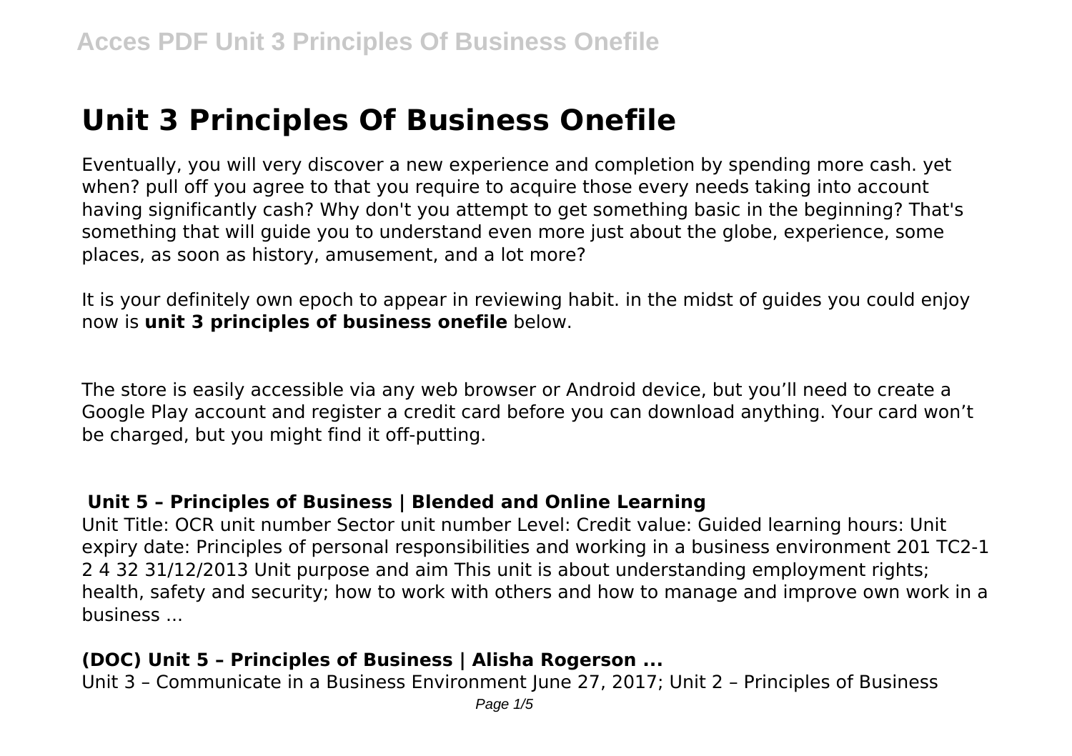# Unit 3 Principles Of Business Onefile

Eventually, you will very discover a new experience and completion by spending more cash. yet when? pull off you agree to that you require to acquire those every needs taking into account having significantly cash? Why don't you attempt to get something basic in the beginning? That's something that will guide you to understand even more just about the globe, experience, some places, as soon as history, amusement, and a lot more?

It is your definitely own epoch to appear in reviewing habit. in the midst of guides you could enjoy now is **unit 3 principles of business onefile** below.

The store is easily accessible via any web browser or Android device, but you'll need to create a Google Play account and register a credit card before you can download anything. Your card won't be charged, but you might find it off-putting.

## Unit 5 – Principles of Business | Blended and Online Learning

Unit Title: OCR unit number Sector unit number Level: Credit value: Guided learning hours: Unit expiry date: Principles of personal responsibilities and working in a business environment 201 TC2-1 2 4 32 31/12/2013 Unit purpose and aim This unit is about understanding employment rights; health, safety and security; how to work with others and how to manage and improve own work in a business ...

## (DOC) Unit 5 – Principles of Business | Alisha Rogerson ...

Unit 3 – Communicate in a Business Environment June 27, 2017; Unit 2 – Principles of Business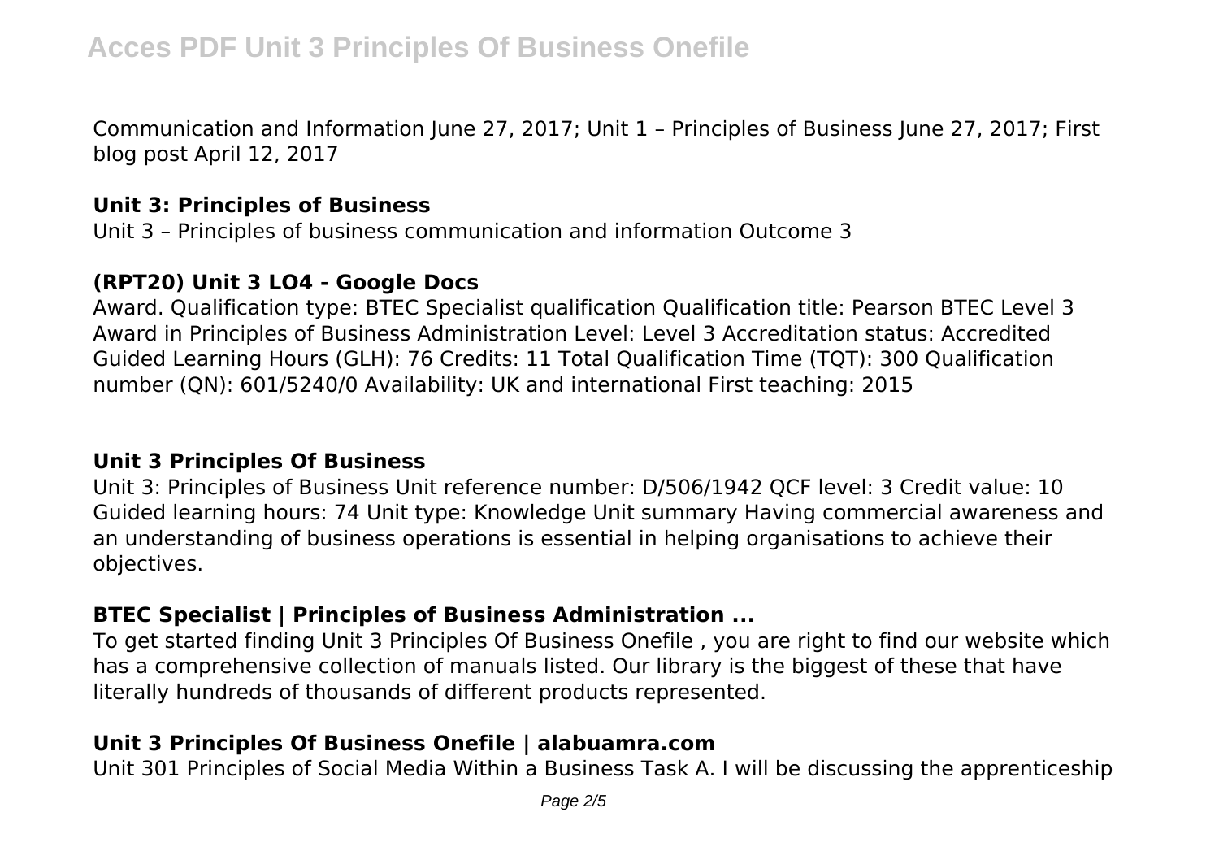Communication and Information June 27, 2017; Unit 1 – Principles of Business June 27, 2017; First blog post April 12, 2017

**Unit 3: Principles of Business**

Unit 3 – Principles of business communication and information Outcome 3

**(RPT20) Unit 3 LO4 - Google Docs**

Award. Qualification type: BTEC Specialist qualification Qualification title: Pearson BTEC Level 3 Award in Principles of Business Administration Level: Level 3 Accreditation status: Accredited Guided Learning Hours (GLH): 76 Credits: 11 Total Qualification Time (TQT): 300 Qualification number (QN): 601/5240/0 Availability: UK and international First teaching: 2015

## Unit 3 Principles Of Business

Unit 3: Principles of Business Unit reference number: D/506/1942 QCF level: 3 Credit value: 10 Guided learning hours: 74 Unit type: Knowledge Unit summary Having commercial awareness and an understanding of business operations is essential in helping organisations to achieve their objectives.

**BTEC Specialist | Principles of Business Administration ...**

To get started finding Unit 3 Principles Of Business Onefile , you are right to find our website which has a comprehensive collection of manuals listed. Our library is the biggest of these that have literally hundreds of thousands of different products represented.

**Unit 3 Principles Of Business Onefile | alabuamra.com**

Unit 301 Principles of Social Media Within a Business Task A. I will be discussing the apprenticeship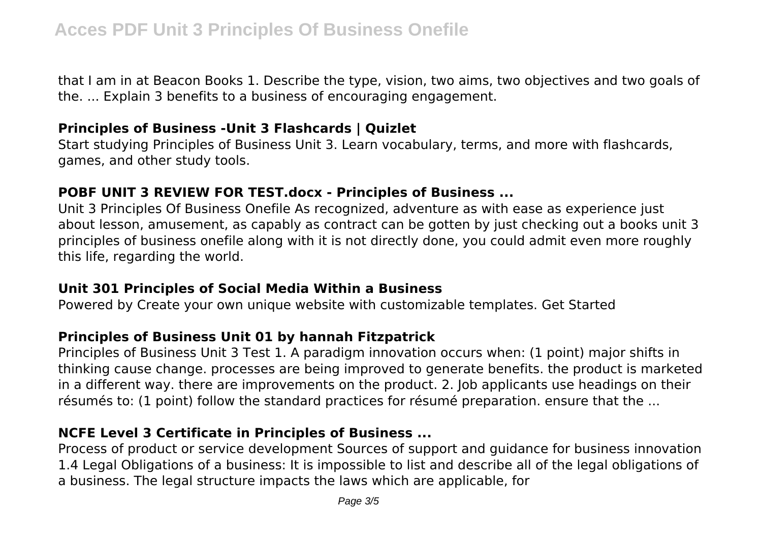that I am in at Beacon Books 1. Describe the type, vision, two aims, two objectives and two goals of the. ... Explain 3 benefits to a business of encouraging engagement.

### Principles of Business -Unit 3 Flashcards | Quizlet

Start studying Principles of Business Unit 3. Learn vocabulary, terms, and more with flashcards, games, and other study tools.

### POBF UNIT 3 REVIEW FOR TEST.docx - Principles of Business ...

Unit 3 Principles Of Business Onefile As recognized, adventure as with ease as experience just about lesson, amusement, as capably as contract can be gotten by just checking out a books unit 3 principles of business onefile along with it is not directly done, you could admit even more roughly this life, regarding the world.

### Unit 301 Principles of Social Media Within a Business

Powered by Create your own unique website with customizable templates. Get Started

### Principles of Business Unit 01 by hannah Fitzpatrick

Principles of Business Unit 3 Test 1. A paradigm innovation occurs when: (1 point) major shifts in thinking cause change. processes are being improved to generate benefits. the product is marketed in a different way. there are improvements on the product. 2. Job applicants use headings on their résumés to: (1 point) follow the standard practices for résumé preparation. ensure that the ...

### NCFE Level 3 Certificate in Principles of Business ...

Process of product or service development Sources of support and guidance for business innovation 1.4 Legal Obligations of a business: It is impossible to list and describe all of the legal obligations of a business. The legal structure impacts the laws which are applicable, for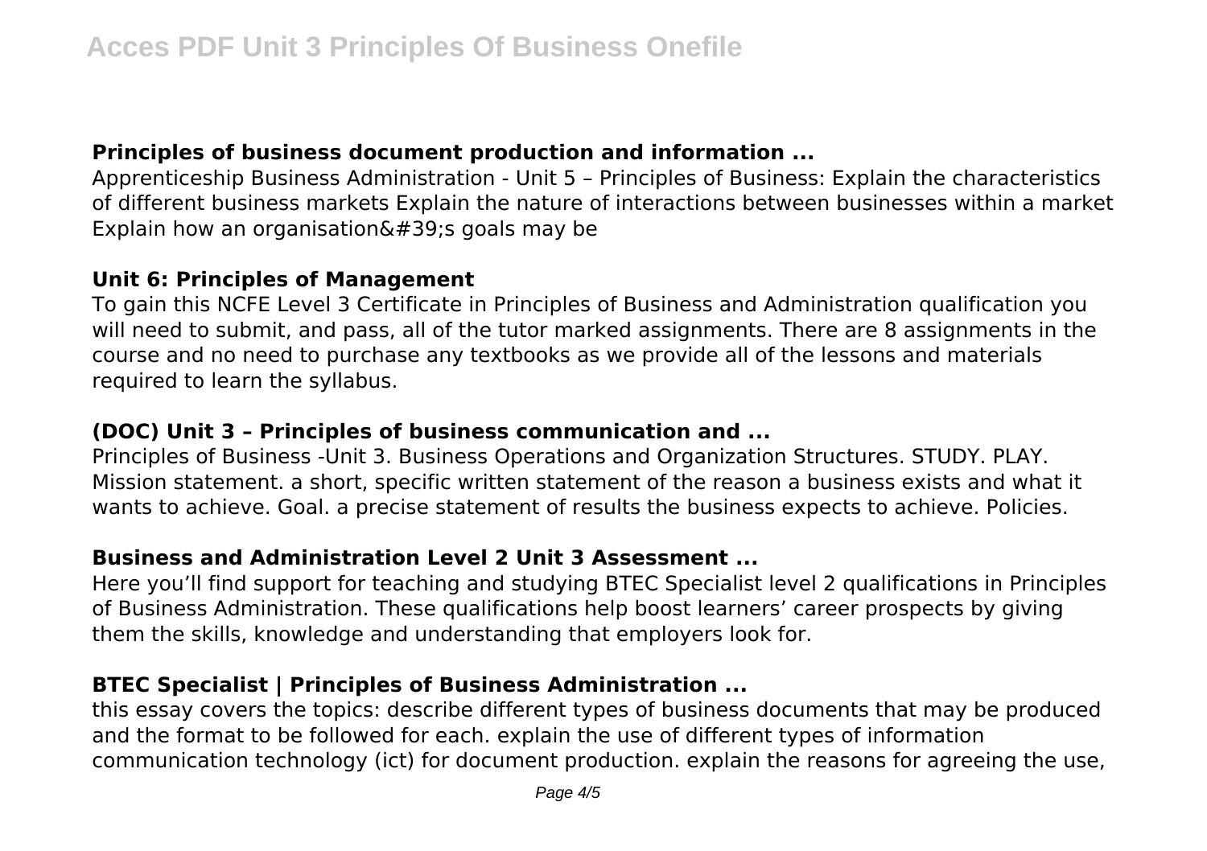### Principles of business document production and information ...

Apprenticeship Business Administration - Unit 5 – Principles of Business: Explain the characteristics of different business markets Explain the nature of interactions between businesses within a market Explain how an organisation&#39;s goals may be

### Unit 6: Principles of Management

To gain this NCFE Level 3 Certificate in Principles of Business and Administration qualification you will need to submit, and pass, all of the tutor marked assignments. There are 8 assignments in the course and no need to purchase any textbooks as we provide all of the lessons and materials required to learn the syllabus.

### (DOC) Unit 3 – Principles of business communication and ...

Principles of Business -Unit 3. Business Operations and Organization Structures. STUDY. PLAY. Mission statement. a short, specific written statement of the reason a business exists and what it wants to achieve. Goal. a precise statement of results the business expects to achieve. Policies.

### Business and Administration Level 2 Unit 3 Assessment ...

Here you'll find support for teaching and studying BTEC Specialist level 2 qualifications in Principles of Business Administration. These qualifications help boost learners' career prospects by giving them the skills, knowledge and understanding that employers look for.

### BTEC Specialist | Principles of Business Administration ...

this essay covers the topics: describe different types of business documents that may be produced and the format to be followed for each. explain the use of different types of information communication technology (ict) for document production. explain the reasons for agreeing the use,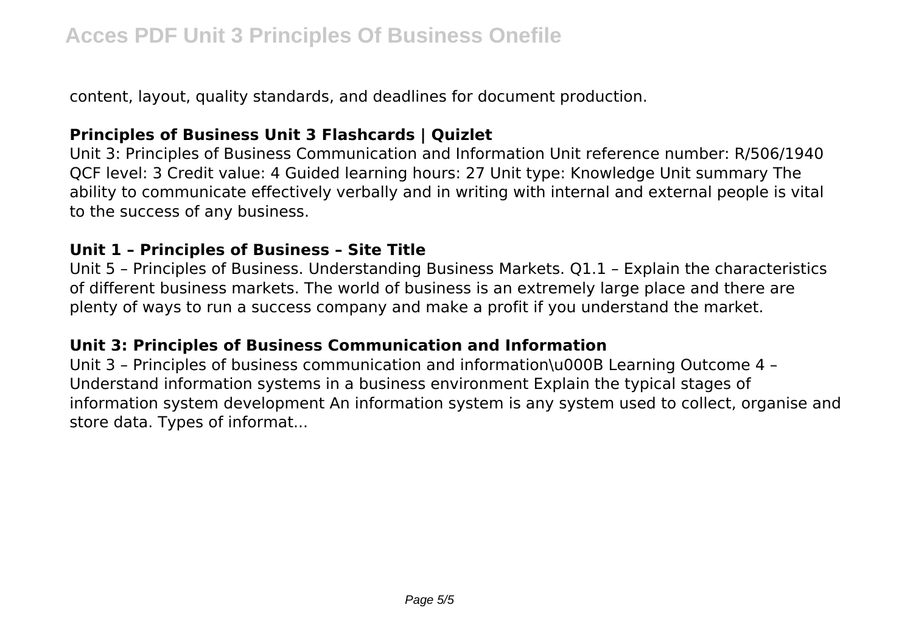content, layout, quality standards, and deadlines for document production.

### Principles of Business Unit 3 Flashcards | Quizlet

Unit 3: Principles of Business Communication and Information Unit reference number: R/506/1940 QCF level: 3 Credit value: 4 Guided learning hours: 27 Unit type: Knowledge Unit summary The ability to communicate effectively verbally and in writing with internal and external people is vital to the success of any business.

### Unit 1 – Principles of Business – Site Title

Unit 5 – Principles of Business. Understanding Business Markets. Q1.1 – Explain the characteristics of different business markets. The world of business is an extremely large place and there are plenty of ways to run a success company and make a profit if you understand the market.

### Unit 3: Principles of Business Communication and Information

Unit 3 – Principles of business communication and information\u000B Learning Outcome 4 – Understand information systems in a business environment Explain the typical stages of information system development An information system is any system used to collect, organise and store data. Types of informat...